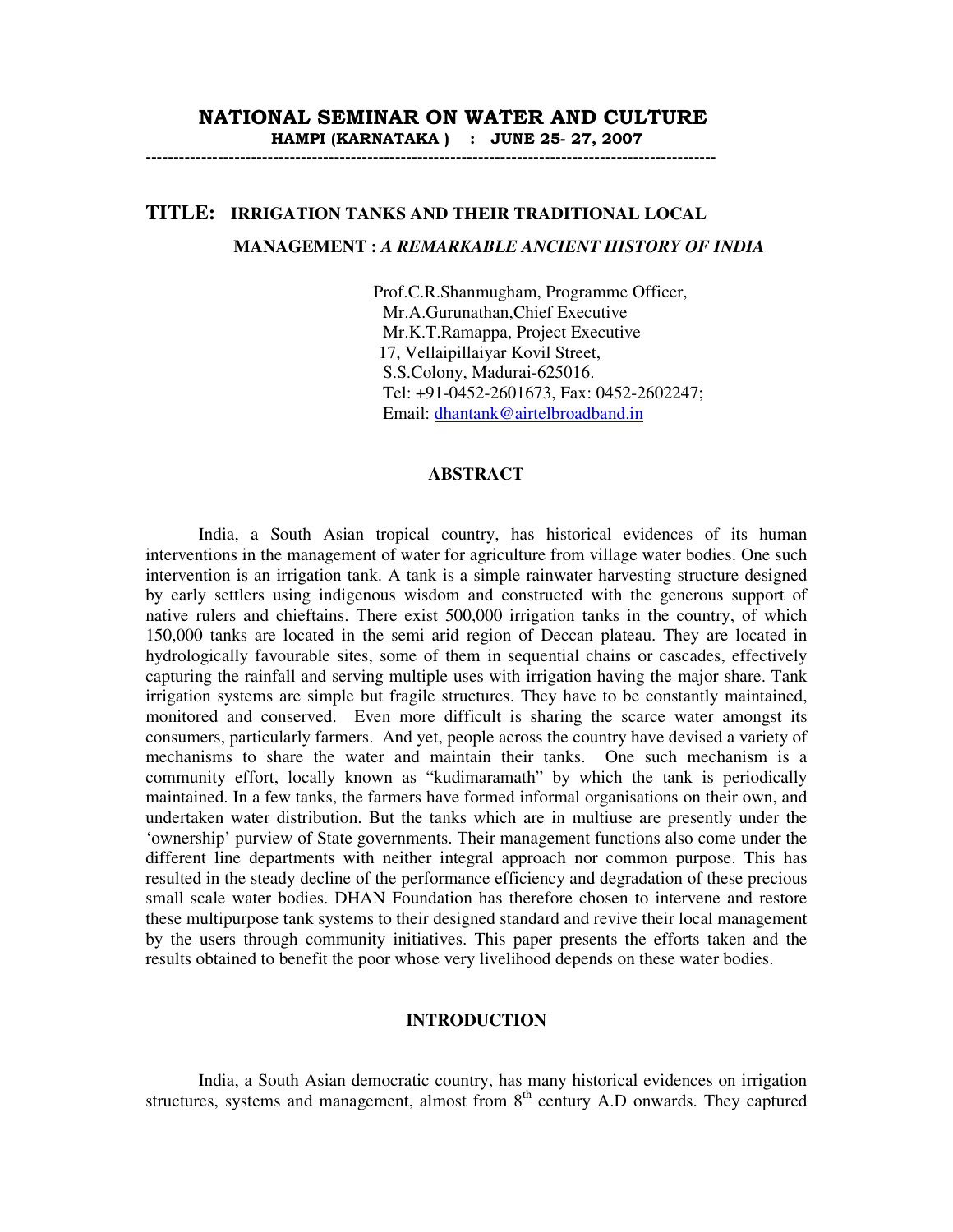**NATIONAL SEMINAR ON WATER AND CULTURE**
**HAMPI (KARNATAKA) : JUNE 25- 27, 2007**

---

# TITLE: IRRIGATION TANKS AND THEIR TRADITIONAL LOCAL MANAGEMENT : *A REMARKABLE ANCIENT HISTORY OF INDIA*

Prof.C.R.Shanmugham, Programme Officer,
Mr.A.Gurunathan,Chief Executive
Mr.K.T.Ramappa, Project Executive
17, Vellaipillaiyar Kovil Street,
S.S.Colony, Madurai-625016.
Tel: +91-0452-2601673, Fax: 0452-2602247;
Email: dhantank@airtelbroadband.in

## ABSTRACT

India, a South Asian tropical country, has historical evidences of its human interventions in the management of water for agriculture from village water bodies. One such intervention is an irrigation tank. A tank is a simple rainwater harvesting structure designed by early settlers using indigenous wisdom and constructed with the generous support of native rulers and chieftains. There exist 500,000 irrigation tanks in the country, of which 150,000 tanks are located in the semi arid region of Deccan plateau. They are located in hydrologically favourable sites, some of them in sequential chains or cascades, effectively capturing the rainfall and serving multiple uses with irrigation having the major share. Tank irrigation systems are simple but fragile structures. They have to be constantly maintained, monitored and conserved. Even more difficult is sharing the scarce water amongst its consumers, particularly farmers. And yet, people across the country have devised a variety of mechanisms to share the water and maintain their tanks. One such mechanism is a community effort, locally known as "kudimaramath" by which the tank is periodically maintained. In a few tanks, the farmers have formed informal organisations on their own, and undertaken water distribution. But the tanks which are in multiuse are presently under the 'ownership' purview of State governments. Their management functions also come under the different line departments with neither integral approach nor common purpose. This has resulted in the steady decline of the performance efficiency and degradation of these precious small scale water bodies. DHAN Foundation has therefore chosen to intervene and restore these multipurpose tank systems to their designed standard and revive their local management by the users through community initiatives. This paper presents the efforts taken and the results obtained to benefit the poor whose very livelihood depends on these water bodies.

## INTRODUCTION

India, a South Asian democratic country, has many historical evidences on irrigation structures, systems and management, almost from 8$^{th}$ century A.D onwards. They captured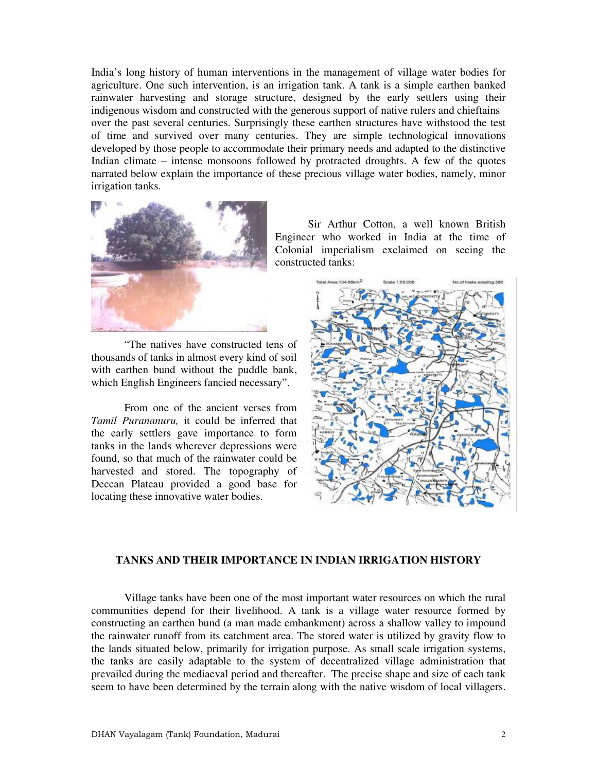India's long history of human interventions in the management of village water bodies for agriculture. One such intervention, is an irrigation tank. A tank is a simple earthen banked rainwater harvesting and storage structure, designed by the early settlers using their indigenous wisdom and constructed with the generous support of native rulers and chieftains over the past several centuries. Surprisingly these earthen structures have withstood the test of time and survived over many centuries. They are simple technological innovations developed by those people to accommodate their primary needs and adapted to the distinctive Indian climate – intense monsoons followed by protracted droughts. A few of the quotes narrated below explain the importance of these precious village water bodies, namely, minor irrigation tanks.

Sir Arthur Cotton, a well known British Engineer who worked in India at the time of Colonial imperialism exclaimed on seeing the constructed tanks:

"The natives have constructed tens of thousands of tanks in almost every kind of soil with earthen bund without the puddle bank, which English Engineers fancied necessary".

From one of the ancient verses from *Tamil Purananuru,* it could be inferred that the early settlers gave importance to form tanks in the lands wherever depressions were found, so that much of the rainwater could be harvested and stored. The topography of Deccan Plateau provided a good base for locating these innovative water bodies.

## TANKS AND THEIR IMPORTANCE IN INDIAN IRRIGATION HISTORY

Village tanks have been one of the most important water resources on which the rural communities depend for their livelihood. A tank is a village water resource formed by constructing an earthen bund (a man made embankment) across a shallow valley to impound the rainwater runoff from its catchment area. The stored water is utilized by gravity flow to the lands situated below, primarily for irrigation purpose. As small scale irrigation systems, the tanks are easily adaptable to the system of decentralized village administration that prevailed during the mediaeval period and thereafter. The precise shape and size of each tank seem to have been determined by the terrain along with the native wisdom of local villagers.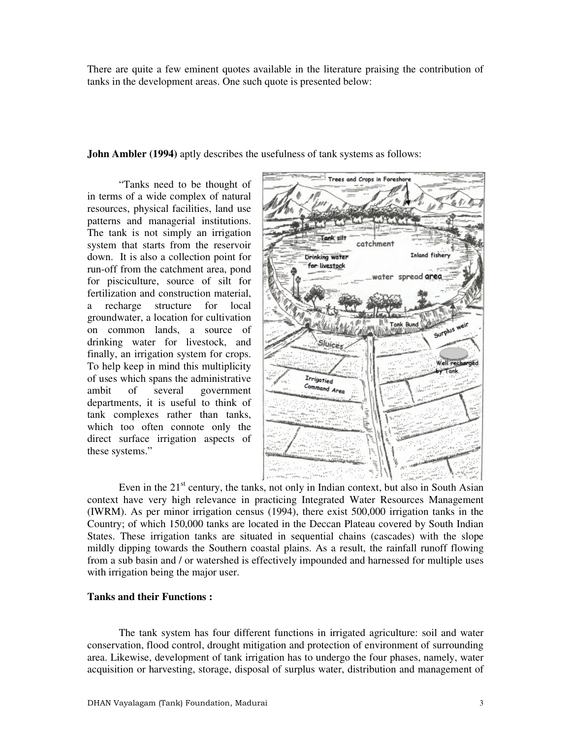There are quite a few eminent quotes available in the literature praising the contribution of tanks in the development areas. One such quote is presented below:

**John Ambler (1994)** aptly describes the usefulness of tank systems as follows:

"Tanks need to be thought of in terms of a wide complex of natural resources, physical facilities, land use patterns and managerial institutions. The tank is not simply an irrigation system that starts from the reservoir down. It is also a collection point for run-off from the catchment area, pond for pisciculture, source of silt for fertilization and construction material, a recharge structure for local groundwater, a location for cultivation on common lands, a source of drinking water for livestock, and finally, an irrigation system for crops. To help keep in mind this multiplicity of uses which spans the administrative ambit of several government departments, it is useful to think of tank complexes rather than tanks, which too often connote only the direct surface irrigation aspects of these systems."

Even in the 21st century, the tanks, not only in Indian context, but also in South Asian context have very high relevance in practicing Integrated Water Resources Management (IWRM). As per minor irrigation census (1994), there exist 500,000 irrigation tanks in the Country; of which 150,000 tanks are located in the Deccan Plateau covered by South Indian States. These irrigation tanks are situated in sequential chains (cascades) with the slope mildly dipping towards the Southern coastal plains. As a result, the rainfall runoff flowing from a sub basin and / or watershed is effectively impounded and harnessed for multiple uses with irrigation being the major user.

**Tanks and their Functions :**

The tank system has four different functions in irrigated agriculture: soil and water conservation, flood control, drought mitigation and protection of environment of surrounding area. Likewise, development of tank irrigation has to undergo the four phases, namely, water acquisition or harvesting, storage, disposal of surplus water, distribution and management of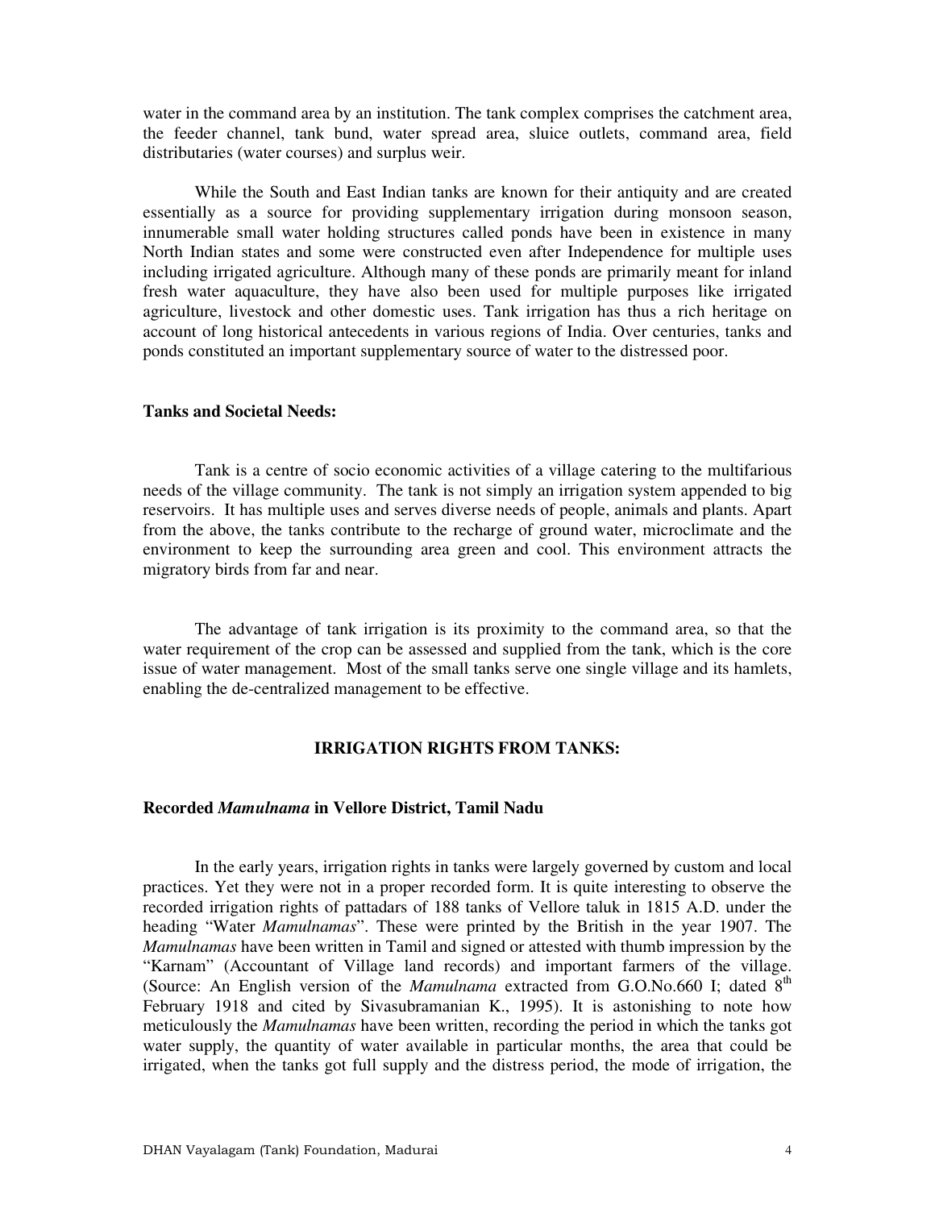water in the command area by an institution. The tank complex comprises the catchment area, the feeder channel, tank bund, water spread area, sluice outlets, command area, field distributaries (water courses) and surplus weir.

While the South and East Indian tanks are known for their antiquity and are created essentially as a source for providing supplementary irrigation during monsoon season, innumerable small water holding structures called ponds have been in existence in many North Indian states and some were constructed even after Independence for multiple uses including irrigated agriculture. Although many of these ponds are primarily meant for inland fresh water aquaculture, they have also been used for multiple purposes like irrigated agriculture, livestock and other domestic uses. Tank irrigation has thus a rich heritage on account of long historical antecedents in various regions of India. Over centuries, tanks and ponds constituted an important supplementary source of water to the distressed poor.

**Tanks and Societal Needs:**

Tank is a centre of socio economic activities of a village catering to the multifarious needs of the village community. The tank is not simply an irrigation system appended to big reservoirs. It has multiple uses and serves diverse needs of people, animals and plants. Apart from the above, the tanks contribute to the recharge of ground water, microclimate and the environment to keep the surrounding area green and cool. This environment attracts the migratory birds from far and near.

The advantage of tank irrigation is its proximity to the command area, so that the water requirement of the crop can be assessed and supplied from the tank, which is the core issue of water management. Most of the small tanks serve one single village and its hamlets, enabling the de-centralized management to be effective.

## IRRIGATION RIGHTS FROM TANKS:

### Recorded *Mamulnama* in Vellore District, Tamil Nadu

In the early years, irrigation rights in tanks were largely governed by custom and local practices. Yet they were not in a proper recorded form. It is quite interesting to observe the recorded irrigation rights of pattadars of 188 tanks of Vellore taluk in 1815 A.D. under the heading "Water *Mamulnamas*". These were printed by the British in the year 1907. The *Mamulnamas* have been written in Tamil and signed or attested with thumb impression by the "Karnam" (Accountant of Village land records) and important farmers of the village. (Source: An English version of the *Mamulnama* extracted from G.O.No.660 I; dated 8th February 1918 and cited by Sivasubramanian K., 1995). It is astonishing to note how meticulously the *Mamulnamas* have been written, recording the period in which the tanks got water supply, the quantity of water available in particular months, the area that could be irrigated, when the tanks got full supply and the distress period, the mode of irrigation, the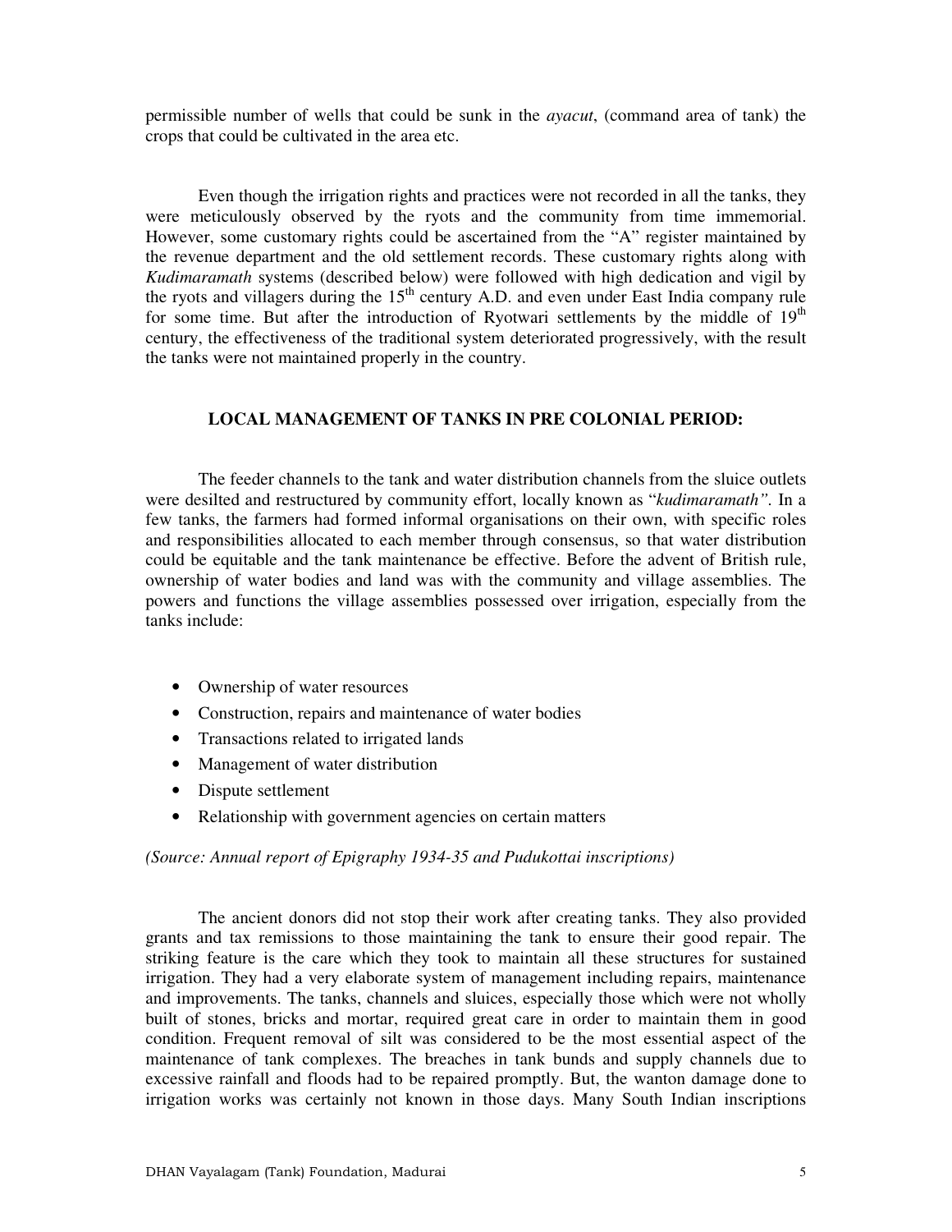permissible number of wells that could be sunk in the *ayacut*, (command area of tank) the crops that could be cultivated in the area etc.

Even though the irrigation rights and practices were not recorded in all the tanks, they were meticulously observed by the ryots and the community from time immemorial. However, some customary rights could be ascertained from the "A" register maintained by the revenue department and the old settlement records. These customary rights along with *Kudimaramath* systems (described below) were followed with high dedication and vigil by the ryots and villagers during the 15th century A.D. and even under East India company rule for some time. But after the introduction of Ryotwari settlements by the middle of 19th century, the effectiveness of the traditional system deteriorated progressively, with the result the tanks were not maintained properly in the country.

## LOCAL MANAGEMENT OF TANKS IN PRE COLONIAL PERIOD:

The feeder channels to the tank and water distribution channels from the sluice outlets were desilted and restructured by community effort, locally known as "*kudimaramath*". In a few tanks, the farmers had formed informal organisations on their own, with specific roles and responsibilities allocated to each member through consensus, so that water distribution could be equitable and the tank maintenance be effective. Before the advent of British rule, ownership of water bodies and land was with the community and village assemblies. The powers and functions the village assemblies possessed over irrigation, especially from the tanks include:

- Ownership of water resources
- Construction, repairs and maintenance of water bodies
- Transactions related to irrigated lands
- Management of water distribution
- Dispute settlement
- Relationship with government agencies on certain matters

*(Source: Annual report of Epigraphy 1934-35 and Pudukottai inscriptions)*

The ancient donors did not stop their work after creating tanks. They also provided grants and tax remissions to those maintaining the tank to ensure their good repair. The striking feature is the care which they took to maintain all these structures for sustained irrigation. They had a very elaborate system of management including repairs, maintenance and improvements. The tanks, channels and sluices, especially those which were not wholly built of stones, bricks and mortar, required great care in order to maintain them in good condition. Frequent removal of silt was considered to be the most essential aspect of the maintenance of tank complexes. The breaches in tank bunds and supply channels due to excessive rainfall and floods had to be repaired promptly. But, the wanton damage done to irrigation works was certainly not known in those days. Many South Indian inscriptions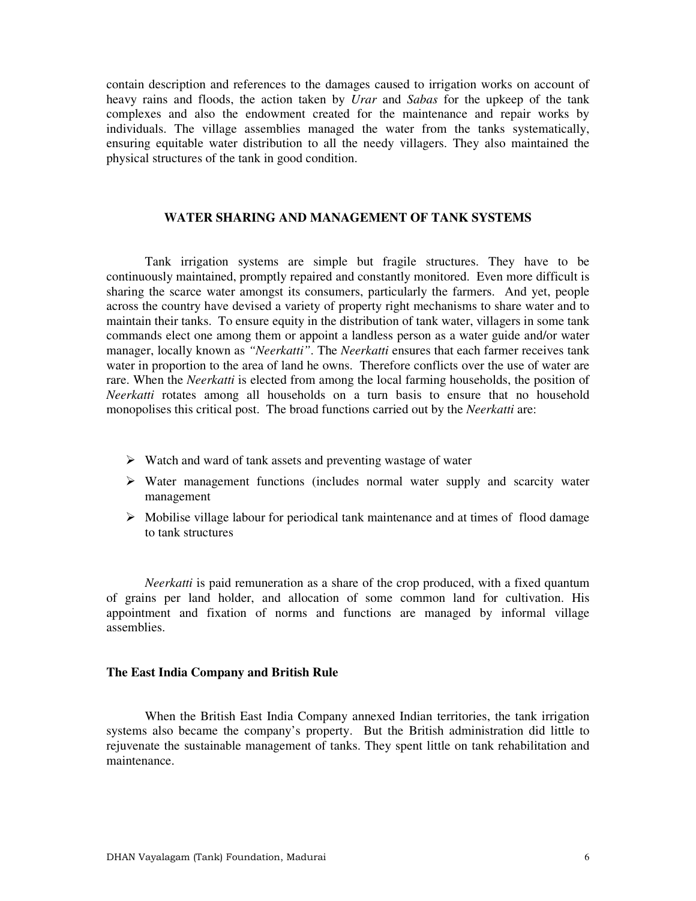contain description and references to the damages caused to irrigation works on account of heavy rains and floods, the action taken by *Urar* and *Sabas* for the upkeep of the tank complexes and also the endowment created for the maintenance and repair works by individuals. The village assemblies managed the water from the tanks systematically, ensuring equitable water distribution to all the needy villagers. They also maintained the physical structures of the tank in good condition.

## WATER SHARING AND MANAGEMENT OF TANK SYSTEMS

Tank irrigation systems are simple but fragile structures. They have to be continuously maintained, promptly repaired and constantly monitored. Even more difficult is sharing the scarce water amongst its consumers, particularly the farmers. And yet, people across the country have devised a variety of property right mechanisms to share water and to maintain their tanks. To ensure equity in the distribution of tank water, villagers in some tank commands elect one among them or appoint a landless person as a water guide and/or water manager, locally known as *"Neerkatti"*. The *Neerkatti* ensures that each farmer receives tank water in proportion to the area of land he owns. Therefore conflicts over the use of water are rare. When the *Neerkatti* is elected from among the local farming households, the position of *Neerkatti* rotates among all households on a turn basis to ensure that no household monopolises this critical post. The broad functions carried out by the *Neerkatti* are:

- Watch and ward of tank assets and preventing wastage of water
- Water management functions (includes normal water supply and scarcity water management
- Mobilise village labour for periodical tank maintenance and at times of flood damage to tank structures

*Neerkatti* is paid remuneration as a share of the crop produced, with a fixed quantum of grains per land holder, and allocation of some common land for cultivation. His appointment and fixation of norms and functions are managed by informal village assemblies.

### The East India Company and British Rule

When the British East India Company annexed Indian territories, the tank irrigation systems also became the company's property. But the British administration did little to rejuvenate the sustainable management of tanks. They spent little on tank rehabilitation and maintenance.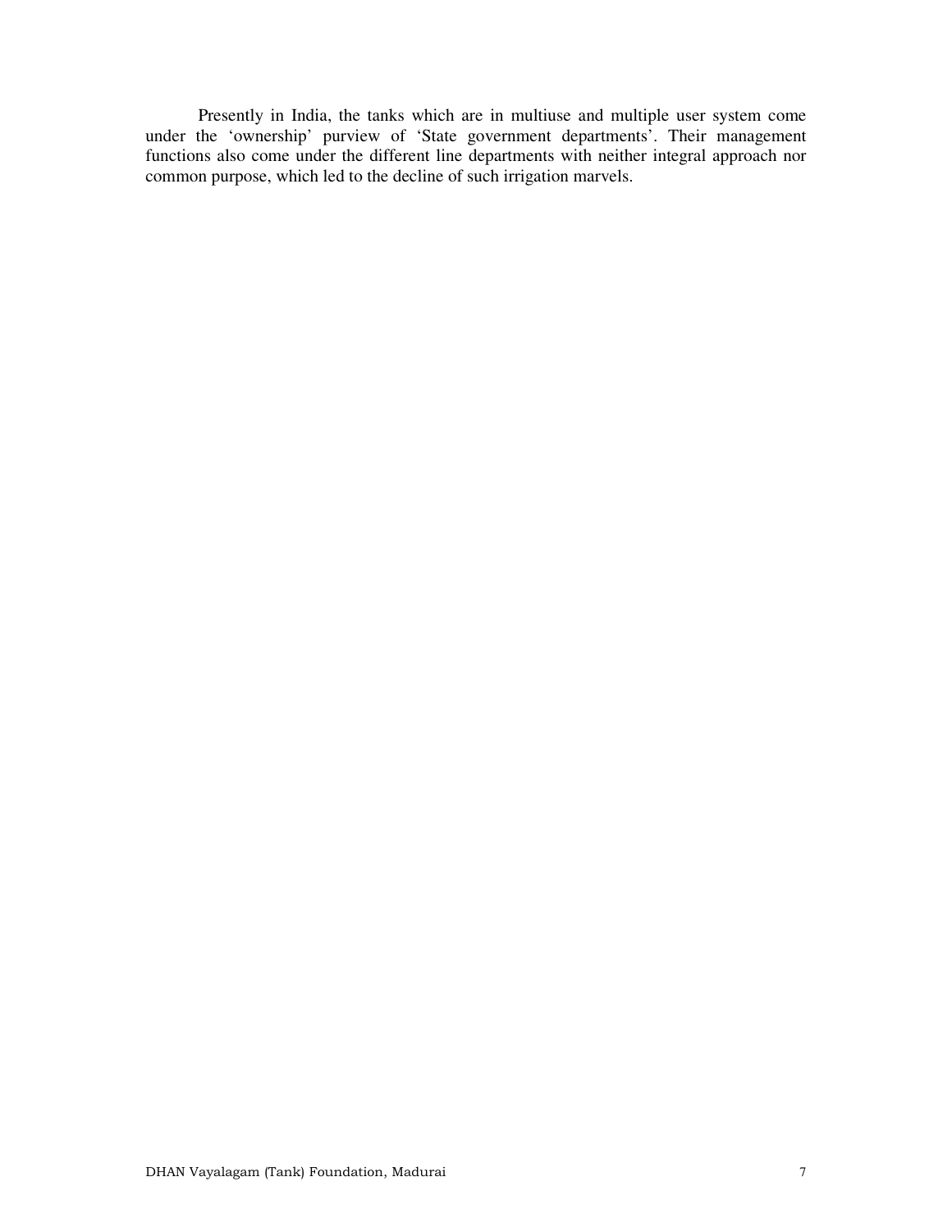Presently in India, the tanks which are in multiuse and multiple user system come under the 'ownership' purview of 'State government departments'. Their management functions also come under the different line departments with neither integral approach nor common purpose, which led to the decline of such irrigation marvels.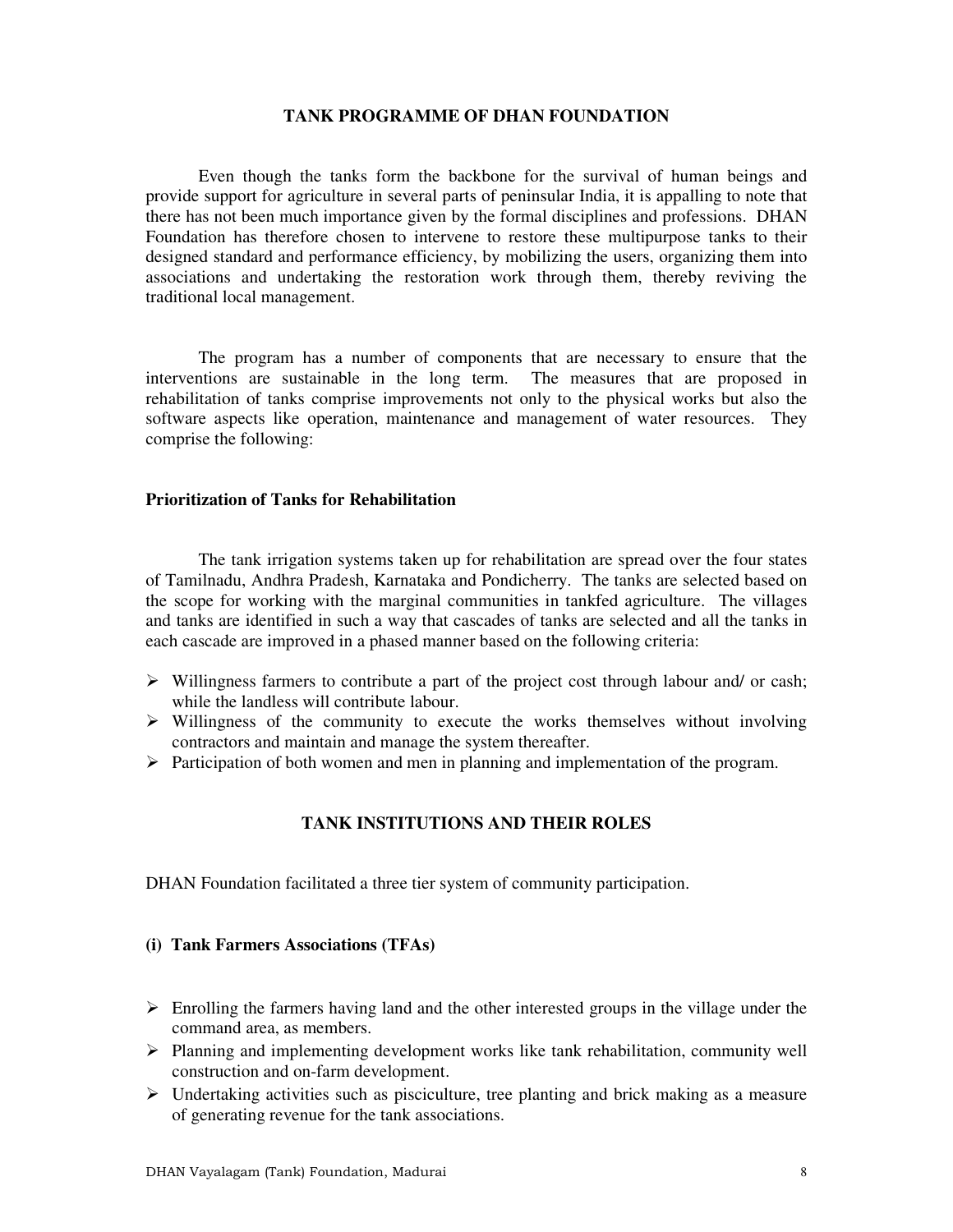## TANK PROGRAMME OF DHAN FOUNDATION

Even though the tanks form the backbone for the survival of human beings and provide support for agriculture in several parts of peninsular India, it is appalling to note that there has not been much importance given by the formal disciplines and professions. DHAN Foundation has therefore chosen to intervene to restore these multipurpose tanks to their designed standard and performance efficiency, by mobilizing the users, organizing them into associations and undertaking the restoration work through them, thereby reviving the traditional local management.

The program has a number of components that are necessary to ensure that the interventions are sustainable in the long term. The measures that are proposed in rehabilitation of tanks comprise improvements not only to the physical works but also the software aspects like operation, maintenance and management of water resources. They comprise the following:

### Prioritization of Tanks for Rehabilitation

The tank irrigation systems taken up for rehabilitation are spread over the four states of Tamilnadu, Andhra Pradesh, Karnataka and Pondicherry. The tanks are selected based on the scope for working with the marginal communities in tankfed agriculture. The villages and tanks are identified in such a way that cascades of tanks are selected and all the tanks in each cascade are improved in a phased manner based on the following criteria:

- Willingness farmers to contribute a part of the project cost through labour and/ or cash; while the landless will contribute labour.
- Willingness of the community to execute the works themselves without involving contractors and maintain and manage the system thereafter.
- Participation of both women and men in planning and implementation of the program.

## TANK INSTITUTIONS AND THEIR ROLES

DHAN Foundation facilitated a three tier system of community participation.

### (i) Tank Farmers Associations (TFAs)

- Enrolling the farmers having land and the other interested groups in the village under the command area, as members.
- Planning and implementing development works like tank rehabilitation, community well construction and on-farm development.
- Undertaking activities such as pisciculture, tree planting and brick making as a measure of generating revenue for the tank associations.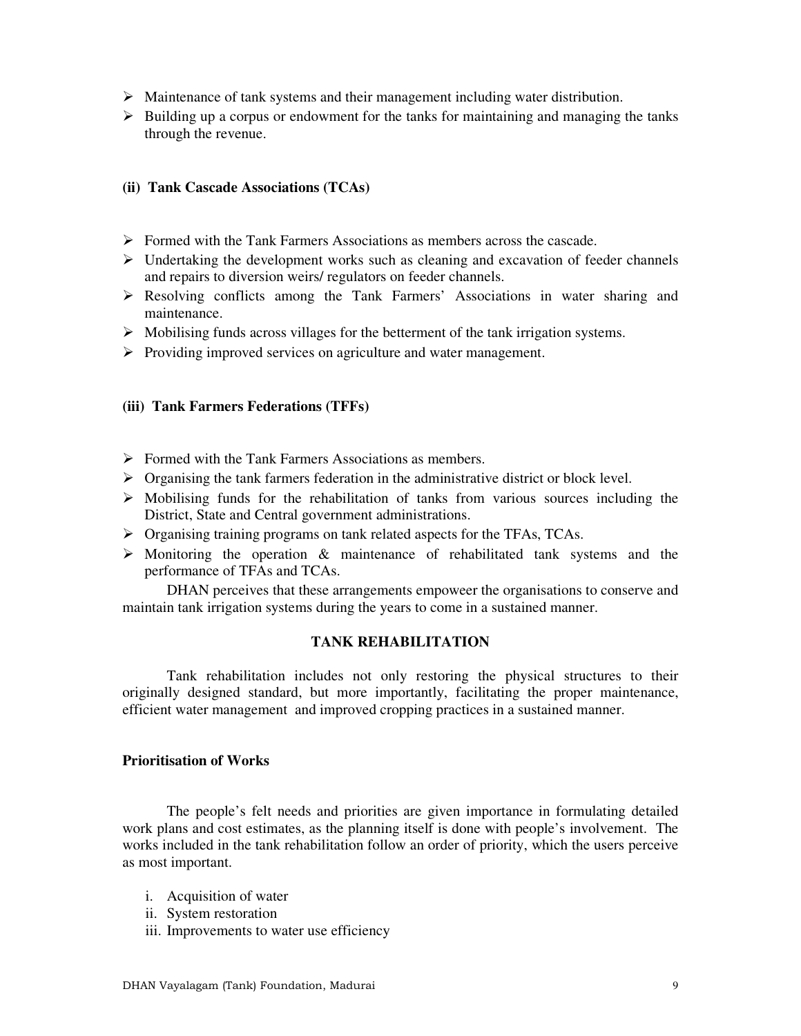- Maintenance of tank systems and their management including water distribution.
- Building up a corpus or endowment for the tanks for maintaining and managing the tanks through the revenue.

**(ii) Tank Cascade Associations (TCAs)**

- Formed with the Tank Farmers Associations as members across the cascade.
- Undertaking the development works such as cleaning and excavation of feeder channels and repairs to diversion weirs/ regulators on feeder channels.
- Resolving conflicts among the Tank Farmers' Associations in water sharing and maintenance.
- Mobilising funds across villages for the betterment of the tank irrigation systems.
- Providing improved services on agriculture and water management.

**(iii) Tank Farmers Federations (TFFs)**

- Formed with the Tank Farmers Associations as members.
- Organising the tank farmers federation in the administrative district or block level.
- Mobilising funds for the rehabilitation of tanks from various sources including the District, State and Central government administrations.
- Organising training programs on tank related aspects for the TFAs, TCAs.
- Monitoring the operation & maintenance of rehabilitated tank systems and the performance of TFAs and TCAs.

DHAN perceives that these arrangements empoweer the organisations to conserve and maintain tank irrigation systems during the years to come in a sustained manner.

## TANK REHABILITATION

Tank rehabilitation includes not only restoring the physical structures to their originally designed standard, but more importantly, facilitating the proper maintenance, efficient water management and improved cropping practices in a sustained manner.

### Prioritisation of Works

The people's felt needs and priorities are given importance in formulating detailed work plans and cost estimates, as the planning itself is done with people's involvement. The works included in the tank rehabilitation follow an order of priority, which the users perceive as most important.

i. Acquisition of water
ii. System restoration
iii. Improvements to water use efficiency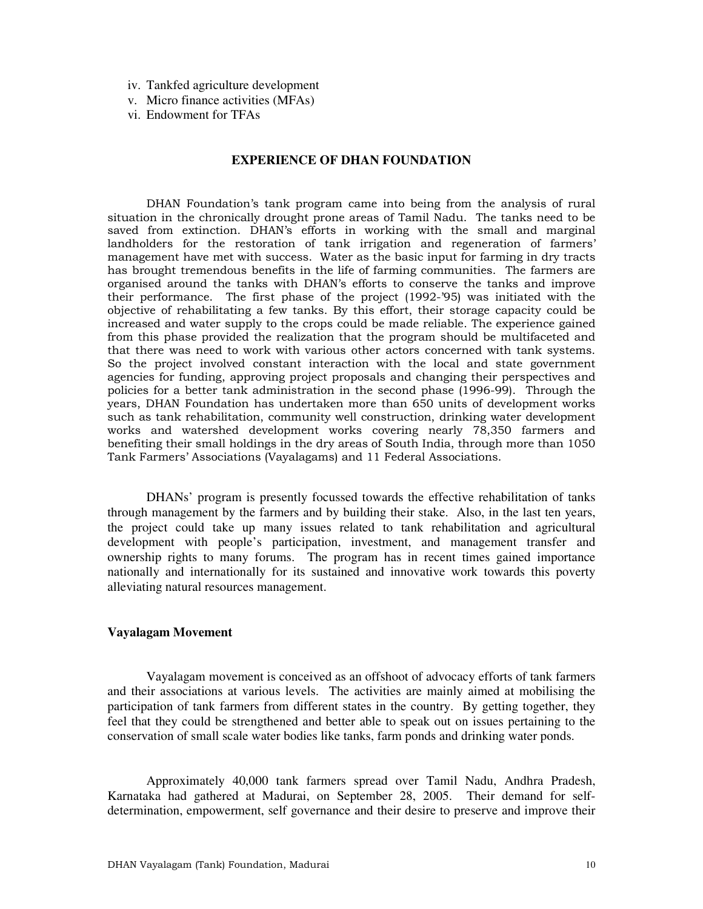iv. Tankfed agriculture development
v. Micro finance activities (MFAs)
vi. Endowment for TFAs

## EXPERIENCE OF DHAN FOUNDATION

DHAN Foundation's tank program came into being from the analysis of rural situation in the chronically drought prone areas of Tamil Nadu. The tanks need to be saved from extinction. DHAN's efforts in working with the small and marginal landholders for the restoration of tank irrigation and regeneration of farmers' management have met with success. Water as the basic input for farming in dry tracts has brought tremendous benefits in the life of farming communities. The farmers are organised around the tanks with DHAN's efforts to conserve the tanks and improve their performance. The first phase of the project (1992-'95) was initiated with the objective of rehabilitating a few tanks. By this effort, their storage capacity could be increased and water supply to the crops could be made reliable. The experience gained from this phase provided the realization that the program should be multifaceted and that there was need to work with various other actors concerned with tank systems. So the project involved constant interaction with the local and state government agencies for funding, approving project proposals and changing their perspectives and policies for a better tank administration in the second phase (1996-99). Through the years, DHAN Foundation has undertaken more than 650 units of development works such as tank rehabilitation, community well construction, drinking water development works and watershed development works covering nearly 78,350 farmers and benefiting their small holdings in the dry areas of South India, through more than 1050 Tank Farmers' Associations (Vayalagams) and 11 Federal Associations.

DHANs' program is presently focussed towards the effective rehabilitation of tanks through management by the farmers and by building their stake. Also, in the last ten years, the project could take up many issues related to tank rehabilitation and agricultural development with people's participation, investment, and management transfer and ownership rights to many forums. The program has in recent times gained importance nationally and internationally for its sustained and innovative work towards this poverty alleviating natural resources management.

### Vayalagam Movement

Vayalagam movement is conceived as an offshoot of advocacy efforts of tank farmers and their associations at various levels. The activities are mainly aimed at mobilising the participation of tank farmers from different states in the country. By getting together, they feel that they could be strengthened and better able to speak out on issues pertaining to the conservation of small scale water bodies like tanks, farm ponds and drinking water ponds.

Approximately 40,000 tank farmers spread over Tamil Nadu, Andhra Pradesh, Karnataka had gathered at Madurai, on September 28, 2005. Their demand for self-determination, empowerment, self governance and their desire to preserve and improve their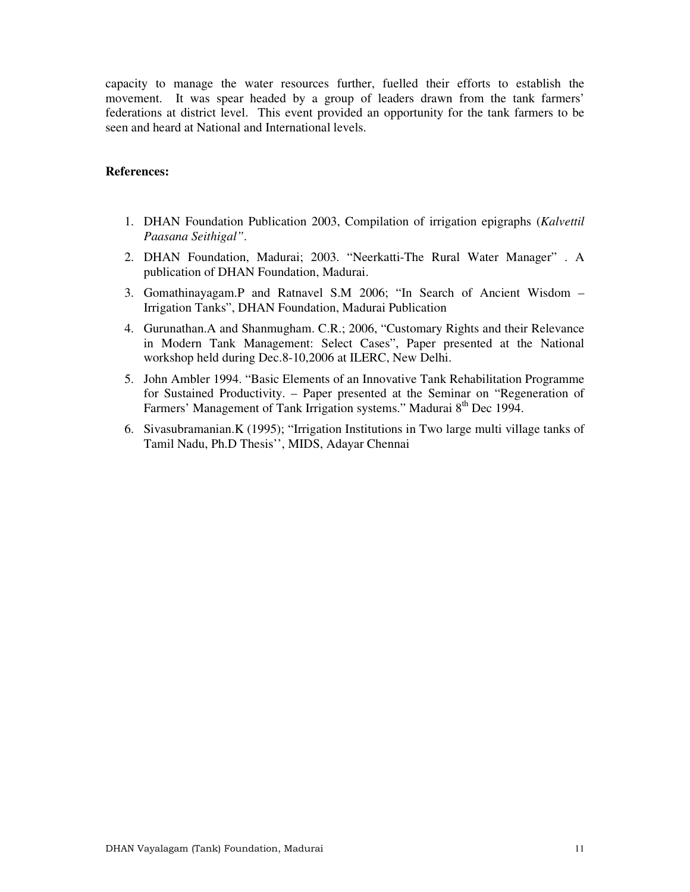capacity to manage the water resources further, fuelled their efforts to establish the movement. It was spear headed by a group of leaders drawn from the tank farmers' federations at district level. This event provided an opportunity for the tank farmers to be seen and heard at National and International levels.

**References:**

1. DHAN Foundation Publication 2003, Compilation of irrigation epigraphs (*Kalvettil Paasana Seithigal"*.
2. DHAN Foundation, Madurai; 2003. "Neerkatti-The Rural Water Manager" . A publication of DHAN Foundation, Madurai.
3. Gomathinayagam.P and Ratnavel S.M 2006; "In Search of Ancient Wisdom – Irrigation Tanks", DHAN Foundation, Madurai Publication
4. Gurunathan.A and Shanmugham. C.R.; 2006, "Customary Rights and their Relevance in Modern Tank Management: Select Cases", Paper presented at the National workshop held during Dec.8-10,2006 at ILERC, New Delhi.
5. John Ambler 1994. "Basic Elements of an Innovative Tank Rehabilitation Programme for Sustained Productivity. – Paper presented at the Seminar on "Regeneration of Farmers' Management of Tank Irrigation systems." Madurai 8th Dec 1994.
6. Sivasubramanian.K (1995); "Irrigation Institutions in Two large multi village tanks of Tamil Nadu, Ph.D Thesis'', MIDS, Adayar Chennai